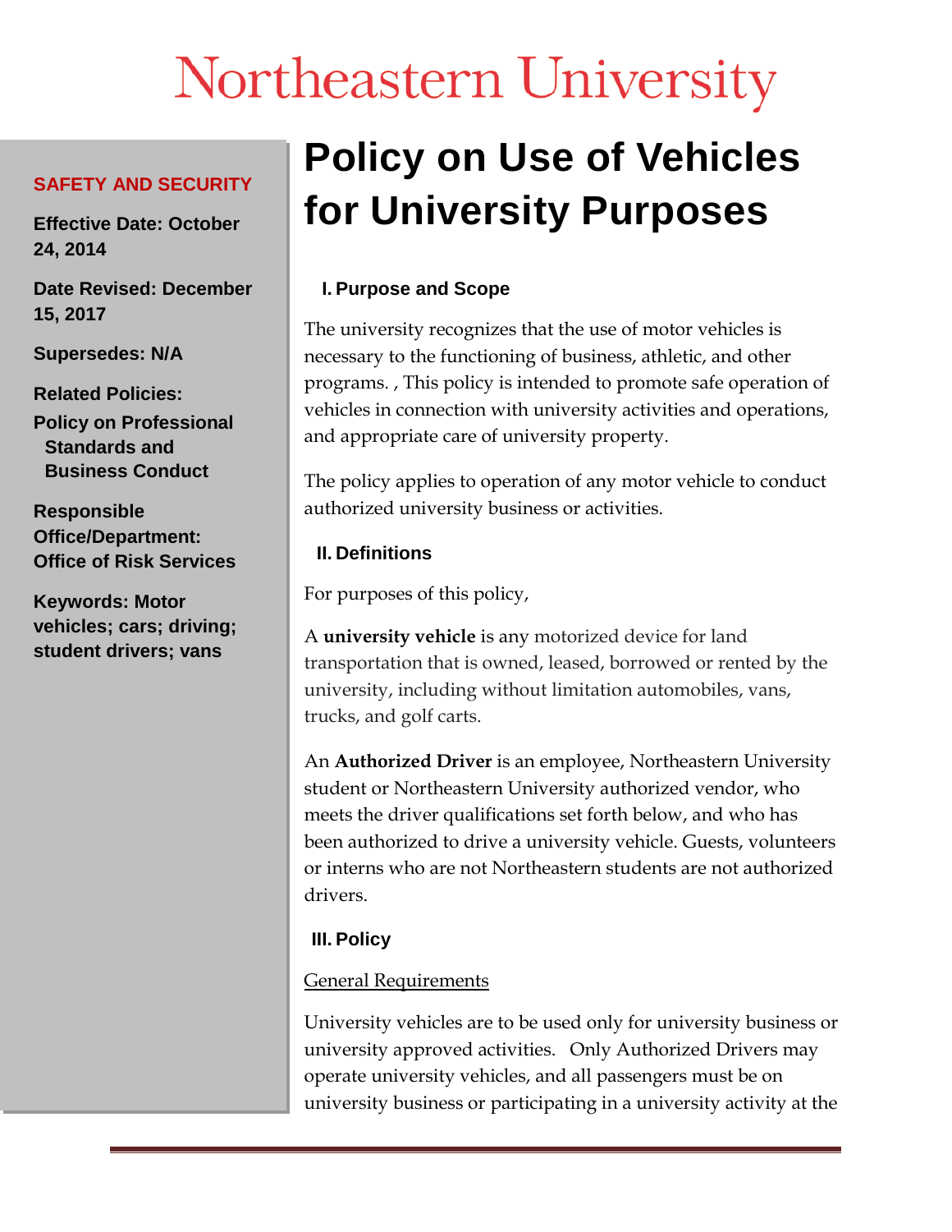# Northeastern University

**SAFETY AND SECURITY**

**Effective Date: October 24, 2014**

**Date Revised: December 15, 2017**

**Supersedes: N/A**

**Related Policies:**
**Policy on Professional Standards and Business Conduct**

**Responsible Office/Department: Office of Risk Services**

**Keywords: Motor vehicles; cars; driving; student drivers; vans**

# Policy on Use of Vehicles for University Purposes

## I. Purpose and Scope

The university recognizes that the use of motor vehicles is necessary to the functioning of business, athletic, and other programs. , This policy is intended to promote safe operation of vehicles in connection with university activities and operations, and appropriate care of university property.

The policy applies to operation of any motor vehicle to conduct authorized university business or activities.

## II. Definitions

For purposes of this policy,

A **university vehicle** is any motorized device for land transportation that is owned, leased, borrowed or rented by the university, including without limitation automobiles, vans, trucks, and golf carts.

An **Authorized Driver** is an employee, Northeastern University student or Northeastern University authorized vendor, who meets the driver qualifications set forth below, and who has been authorized to drive a university vehicle. Guests, volunteers or interns who are not Northeastern students are not authorized drivers.

## III. Policy

General Requirements

University vehicles are to be used only for university business or university approved activities. Only Authorized Drivers may operate university vehicles, and all passengers must be on university business or participating in a university activity at the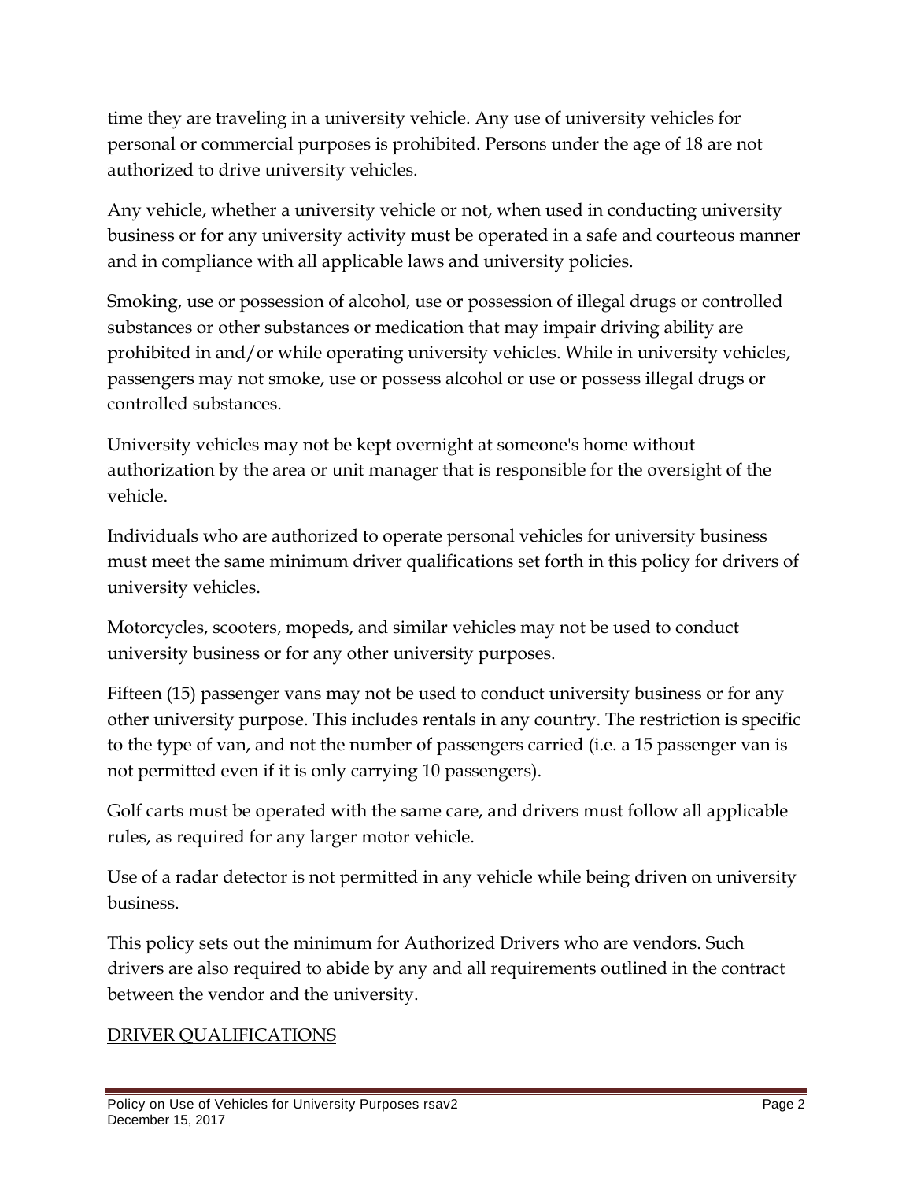time they are traveling in a university vehicle. Any use of university vehicles for personal or commercial purposes is prohibited. Persons under the age of 18 are not authorized to drive university vehicles.

Any vehicle, whether a university vehicle or not, when used in conducting university business or for any university activity must be operated in a safe and courteous manner and in compliance with all applicable laws and university policies.

Smoking, use or possession of alcohol, use or possession of illegal drugs or controlled substances or other substances or medication that may impair driving ability are prohibited in and/or while operating university vehicles. While in university vehicles, passengers may not smoke, use or possess alcohol or use or possess illegal drugs or controlled substances.

University vehicles may not be kept overnight at someone's home without authorization by the area or unit manager that is responsible for the oversight of the vehicle.

Individuals who are authorized to operate personal vehicles for university business must meet the same minimum driver qualifications set forth in this policy for drivers of university vehicles.

Motorcycles, scooters, mopeds, and similar vehicles may not be used to conduct university business or for any other university purposes.

Fifteen (15) passenger vans may not be used to conduct university business or for any other university purpose. This includes rentals in any country. The restriction is specific to the type of van, and not the number of passengers carried (i.e. a 15 passenger van is not permitted even if it is only carrying 10 passengers).

Golf carts must be operated with the same care, and drivers must follow all applicable rules, as required for any larger motor vehicle.

Use of a radar detector is not permitted in any vehicle while being driven on university business.

This policy sets out the minimum for Authorized Drivers who are vendors. Such drivers are also required to abide by any and all requirements outlined in the contract between the vendor and the university.

<u>DRIVER QUALIFICATIONS</u>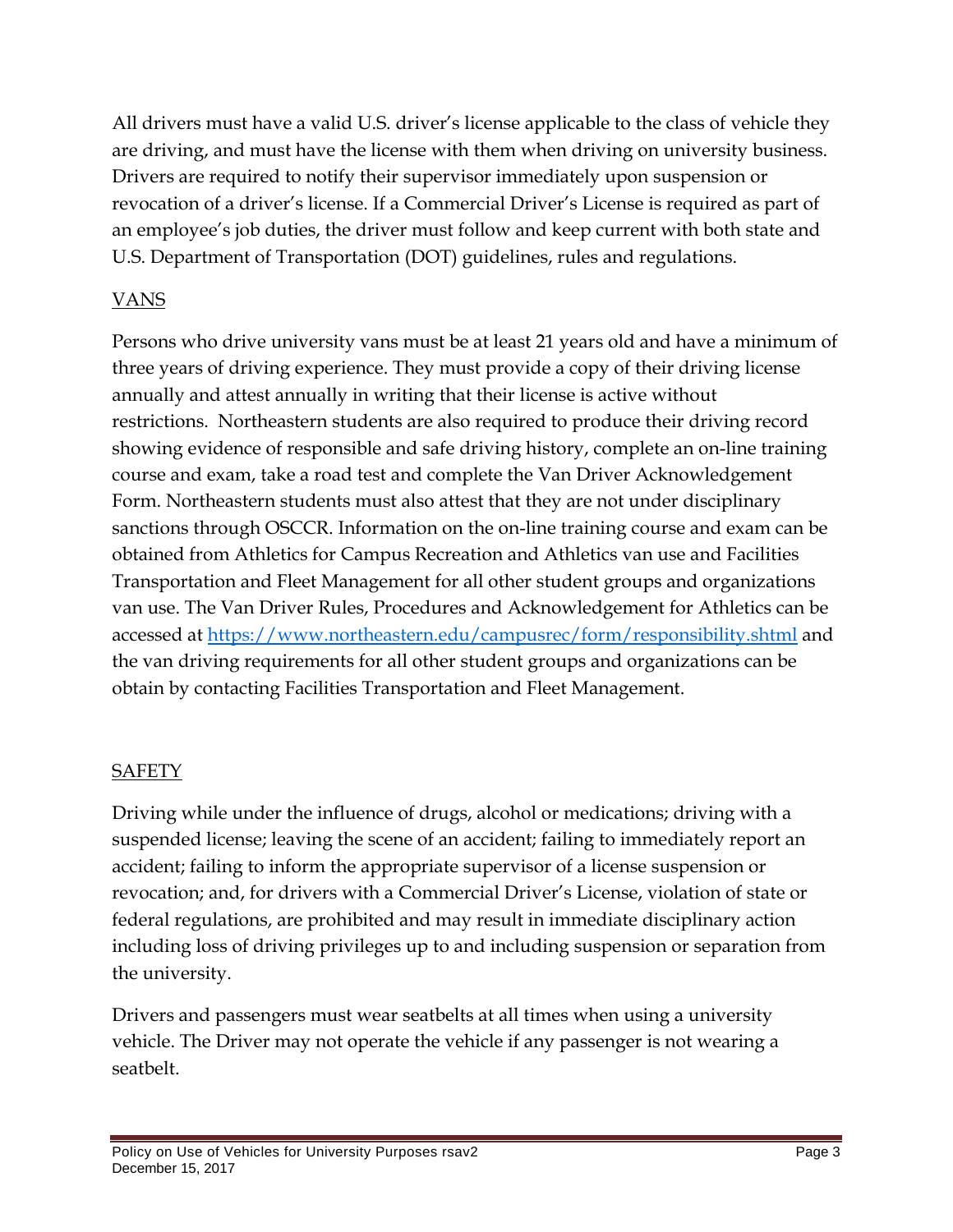All drivers must have a valid U.S. driver's license applicable to the class of vehicle they are driving, and must have the license with them when driving on university business. Drivers are required to notify their supervisor immediately upon suspension or revocation of a driver's license. If a Commercial Driver's License is required as part of an employee's job duties, the driver must follow and keep current with both state and U.S. Department of Transportation (DOT) guidelines, rules and regulations.

## VANS

Persons who drive university vans must be at least 21 years old and have a minimum of three years of driving experience. They must provide a copy of their driving license annually and attest annually in writing that their license is active without restrictions. Northeastern students are also required to produce their driving record showing evidence of responsible and safe driving history, complete an on-line training course and exam, take a road test and complete the Van Driver Acknowledgement Form. Northeastern students must also attest that they are not under disciplinary sanctions through OSCCR. Information on the on-line training course and exam can be obtained from Athletics for Campus Recreation and Athletics van use and Facilities Transportation and Fleet Management for all other student groups and organizations van use. The Van Driver Rules, Procedures and Acknowledgement for Athletics can be accessed at [https://www.northeastern.edu/campusrec/form/responsibility.shtml](https://www.northeastern.edu/campusrec/form/responsibility.shtml) and the van driving requirements for all other student groups and organizations can be obtain by contacting Facilities Transportation and Fleet Management.

## SAFETY

Driving while under the influence of drugs, alcohol or medications; driving with a suspended license; leaving the scene of an accident; failing to immediately report an accident; failing to inform the appropriate supervisor of a license suspension or revocation; and, for drivers with a Commercial Driver's License, violation of state or federal regulations, are prohibited and may result in immediate disciplinary action including loss of driving privileges up to and including suspension or separation from the university.

Drivers and passengers must wear seatbelts at all times when using a university vehicle. The Driver may not operate the vehicle if any passenger is not wearing a seatbelt.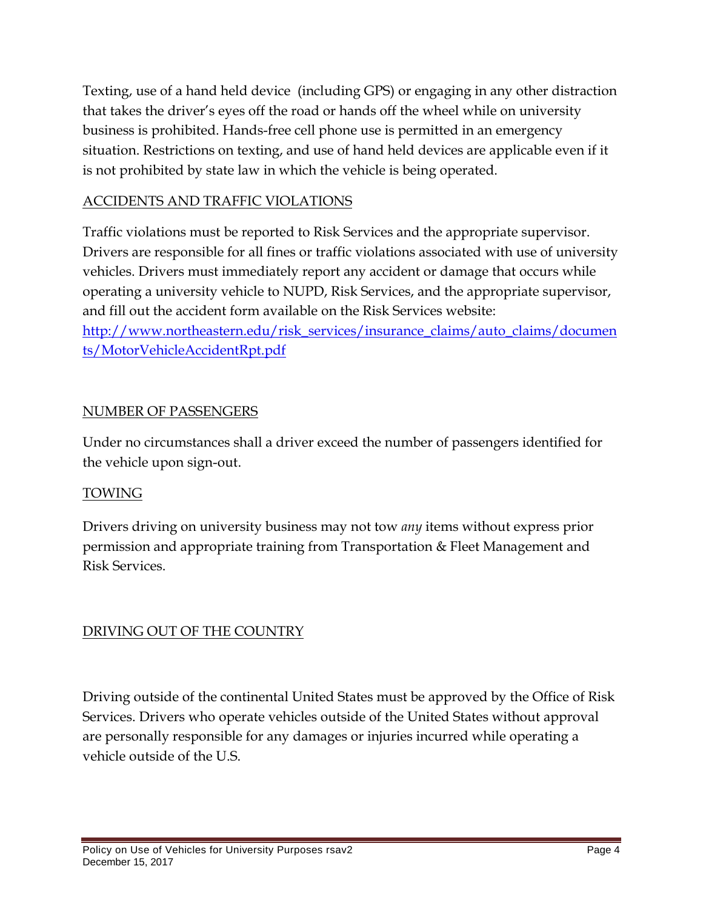Texting, use of a hand held device (including GPS) or engaging in any other distraction that takes the driver's eyes off the road or hands off the wheel while on university business is prohibited. Hands-free cell phone use is permitted in an emergency situation. Restrictions on texting, and use of hand held devices are applicable even if it is not prohibited by state law in which the vehicle is being operated.

## ACCIDENTS AND TRAFFIC VIOLATIONS

Traffic violations must be reported to Risk Services and the appropriate supervisor. Drivers are responsible for all fines or traffic violations associated with use of university vehicles. Drivers must immediately report any accident or damage that occurs while operating a university vehicle to NUPD, Risk Services, and the appropriate supervisor, and fill out the accident form available on the Risk Services website: http://www.northeastern.edu/risk_services/insurance_claims/auto_claims/documents/MotorVehicleAccidentRpt.pdf

## NUMBER OF PASSENGERS

Under no circumstances shall a driver exceed the number of passengers identified for the vehicle upon sign-out.

## TOWING

Drivers driving on university business may not tow *any* items without express prior permission and appropriate training from Transportation & Fleet Management and Risk Services.

## DRIVING OUT OF THE COUNTRY

Driving outside of the continental United States must be approved by the Office of Risk Services. Drivers who operate vehicles outside of the United States without approval are personally responsible for any damages or injuries incurred while operating a vehicle outside of the U.S.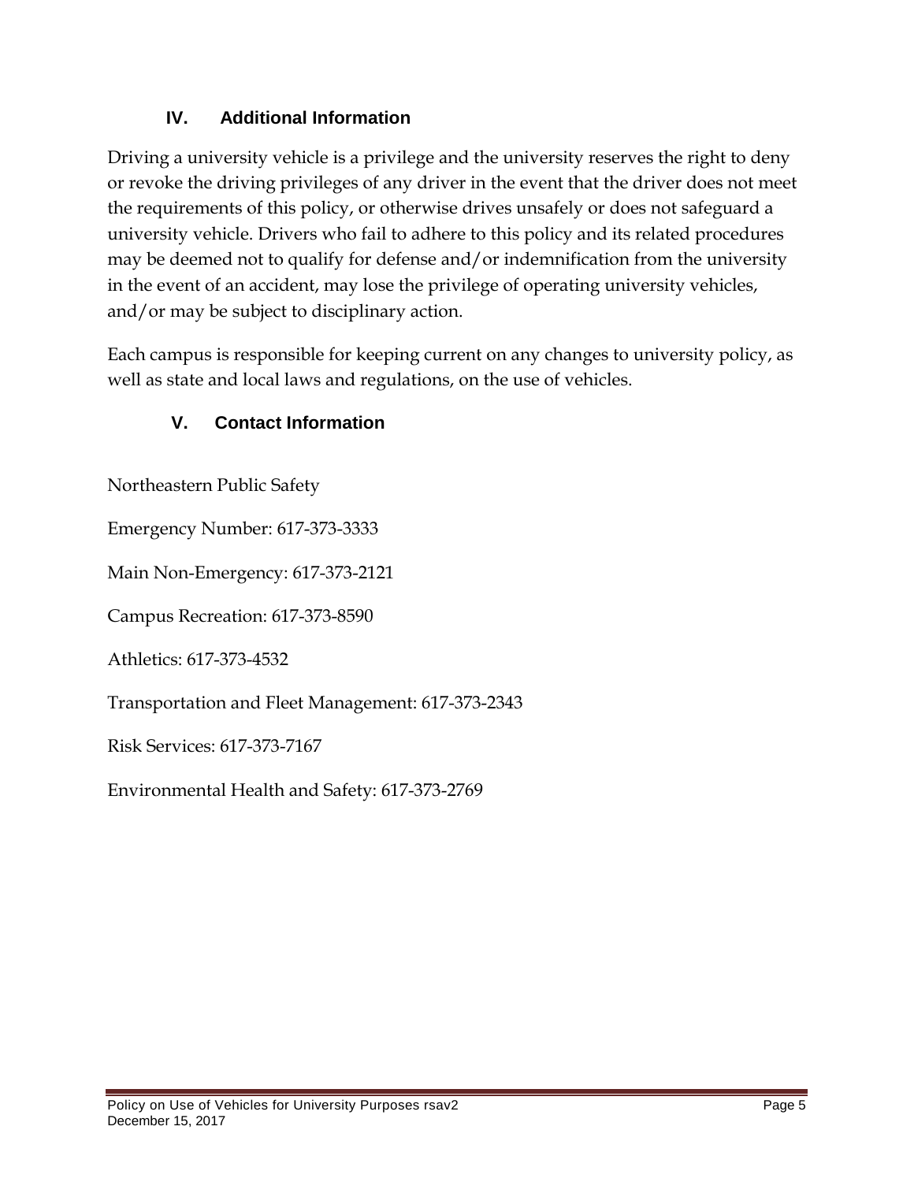## IV. Additional Information

Driving a university vehicle is a privilege and the university reserves the right to deny or revoke the driving privileges of any driver in the event that the driver does not meet the requirements of this policy, or otherwise drives unsafely or does not safeguard a university vehicle. Drivers who fail to adhere to this policy and its related procedures may be deemed not to qualify for defense and/or indemnification from the university in the event of an accident, may lose the privilege of operating university vehicles, and/or may be subject to disciplinary action.

Each campus is responsible for keeping current on any changes to university policy, as well as state and local laws and regulations, on the use of vehicles.

## V. Contact Information

Northeastern Public Safety

Emergency Number: 617-373-3333

Main Non-Emergency: 617-373-2121

Campus Recreation: 617-373-8590

Athletics: 617-373-4532

Transportation and Fleet Management: 617-373-2343

Risk Services: 617-373-7167

Environmental Health and Safety: 617-373-2769